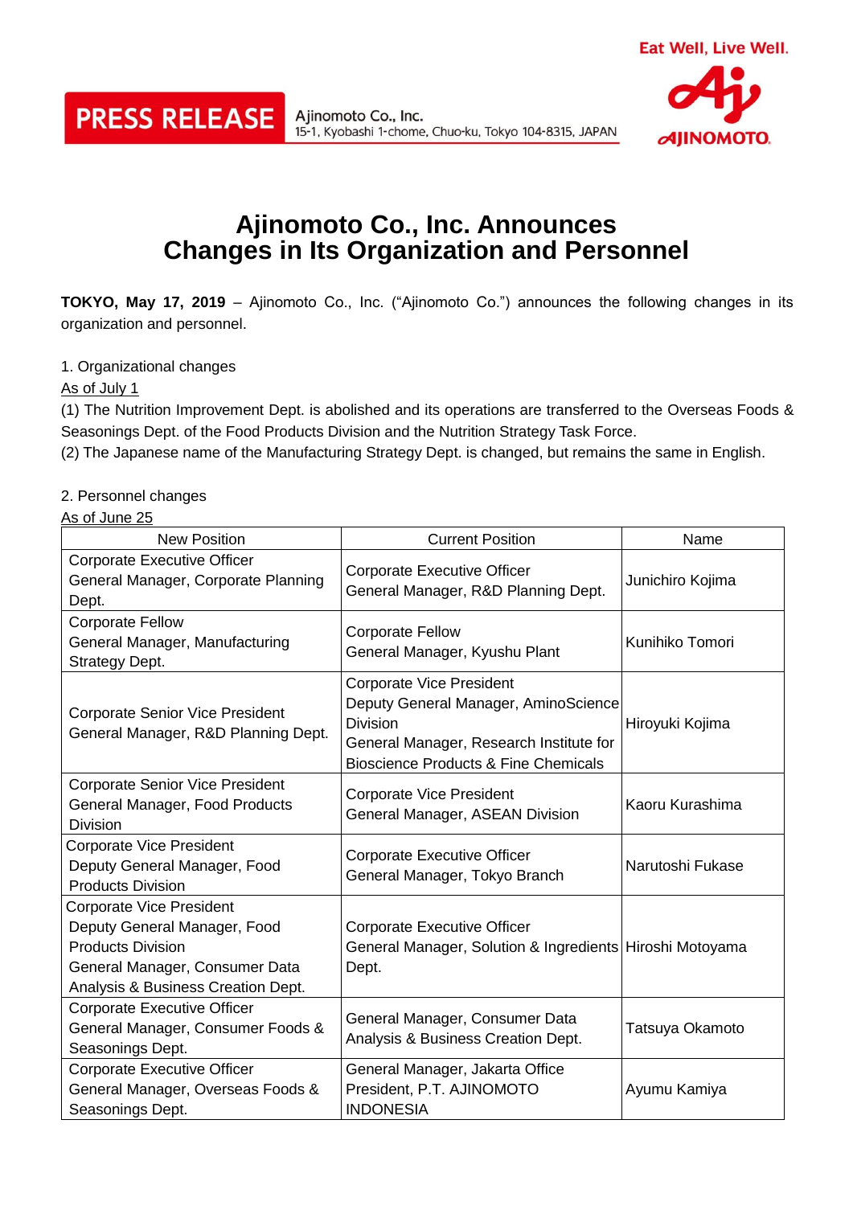PRESS RELEASE

Ajinomoto Co., Inc.
15-1, Kyobashi 1-chome, Chuo-ku, Tokyo 104-8315, JAPAN

Eat Well, Live Well.

# Ajinomoto Co., Inc. Announces Changes in Its Organization and Personnel

**TOKYO, May 17, 2019** – Ajinomoto Co., Inc. ("Ajinomoto Co.") announces the following changes in its organization and personnel.

1. Organizational changes

As of July 1

(1) The Nutrition Improvement Dept. is abolished and its operations are transferred to the Overseas Foods & Seasonings Dept. of the Food Products Division and the Nutrition Strategy Task Force.

(2) The Japanese name of the Manufacturing Strategy Dept. is changed, but remains the same in English.

2. Personnel changes

As of June 25

| New Position | Current Position | Name |
|---|---|---|
| Corporate Executive Officer<br>General Manager, Corporate Planning Dept. | Corporate Executive Officer<br>General Manager, R&D Planning Dept. | Junichiro Kojima |
| Corporate Fellow<br>General Manager, Manufacturing Strategy Dept. | Corporate Fellow<br>General Manager, Kyushu Plant | Kunihiko Tomori |
| Corporate Senior Vice President<br>General Manager, R&D Planning Dept. | Corporate Vice President<br>Deputy General Manager, AminoScience Division<br>General Manager, Research Institute for Bioscience Products & Fine Chemicals | Hiroyuki Kojima |
| Corporate Senior Vice President<br>General Manager, Food Products Division | Corporate Vice President<br>General Manager, ASEAN Division | Kaoru Kurashima |
| Corporate Vice President<br>Deputy General Manager, Food Products Division | Corporate Executive Officer<br>General Manager, Tokyo Branch | Narutoshi Fukase |
| Corporate Vice President<br>Deputy General Manager, Food Products Division<br>General Manager, Consumer Data Analysis & Business Creation Dept. | Corporate Executive Officer<br>General Manager, Solution & Ingredients Dept. | Hiroshi Motoyama |
| Corporate Executive Officer<br>General Manager, Consumer Foods & Seasonings Dept. | General Manager, Consumer Data Analysis & Business Creation Dept. | Tatsuya Okamoto |
| Corporate Executive Officer<br>General Manager, Overseas Foods & Seasonings Dept. | General Manager, Jakarta Office<br>President, P.T. AJINOMOTO INDONESIA | Ayumu Kamiya |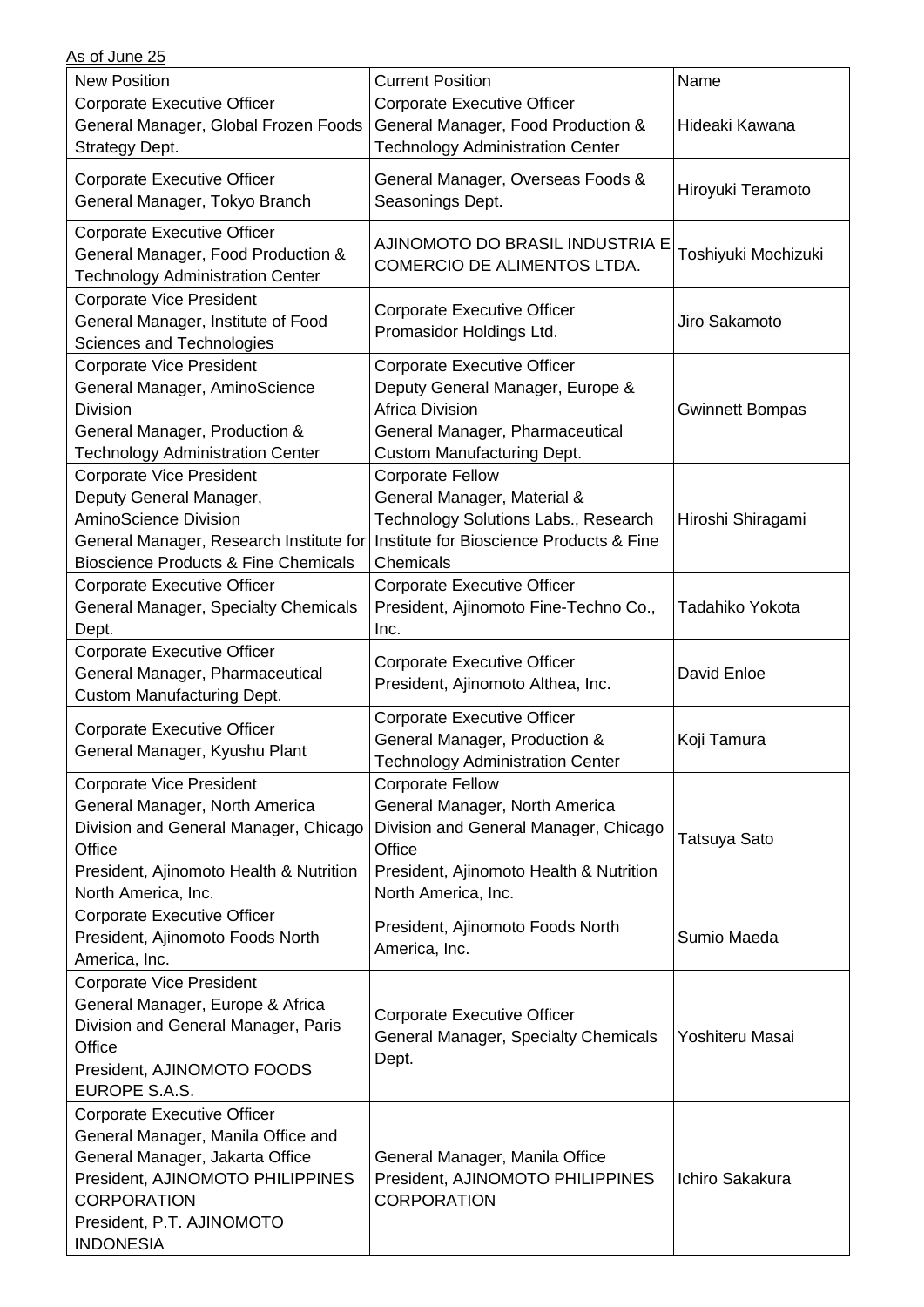As of June 25

| New Position | Current Position | Name |
|---|---|---|
| Corporate Executive Officer<br>General Manager, Global Frozen Foods Strategy Dept. | Corporate Executive Officer<br>General Manager, Food Production & Technology Administration Center | Hideaki Kawana |
| Corporate Executive Officer<br>General Manager, Tokyo Branch | General Manager, Overseas Foods & Seasonings Dept. | Hiroyuki Teramoto |
| Corporate Executive Officer<br>General Manager, Food Production & Technology Administration Center | AJINOMOTO DO BRASIL INDUSTRIA E COMERCIO DE ALIMENTOS LTDA. | Toshiyuki Mochizuki |
| Corporate Vice President<br>General Manager, Institute of Food Sciences and Technologies | Corporate Executive Officer<br>Promasidor Holdings Ltd. | Jiro Sakamoto |
| Corporate Vice President<br>General Manager, AminoScience Division<br>General Manager, Production & Technology Administration Center | Corporate Executive Officer<br>Deputy General Manager, Europe & Africa Division<br>General Manager, Pharmaceutical Custom Manufacturing Dept. | Gwinnett Bompas |
| Corporate Vice President<br>Deputy General Manager, AminoScience Division<br>General Manager, Research Institute for Bioscience Products & Fine Chemicals | Corporate Fellow<br>General Manager, Material & Technology Solutions Labs., Research Institute for Bioscience Products & Fine Chemicals | Hiroshi Shiragami |
| Corporate Executive Officer<br>General Manager, Specialty Chemicals Dept. | Corporate Executive Officer<br>President, Ajinomoto Fine-Techno Co., Inc. | Tadahiko Yokota |
| Corporate Executive Officer<br>General Manager, Pharmaceutical Custom Manufacturing Dept. | Corporate Executive Officer<br>President, Ajinomoto Althea, Inc. | David Enloe |
| Corporate Executive Officer<br>General Manager, Kyushu Plant | Corporate Executive Officer<br>General Manager, Production & Technology Administration Center | Koji Tamura |
| Corporate Vice President<br>General Manager, North America Division and General Manager, Chicago Office<br>President, Ajinomoto Health & Nutrition North America, Inc. | Corporate Fellow<br>General Manager, North America Division and General Manager, Chicago Office<br>President, Ajinomoto Health & Nutrition North America, Inc. | Tatsuya Sato |
| Corporate Executive Officer<br>President, Ajinomoto Foods North America, Inc. | President, Ajinomoto Foods North America, Inc. | Sumio Maeda |
| Corporate Vice President<br>General Manager, Europe & Africa Division and General Manager, Paris Office<br>President, AJINOMOTO FOODS EUROPE S.A.S. | Corporate Executive Officer<br>General Manager, Specialty Chemicals Dept. | Yoshiteru Masai |
| Corporate Executive Officer<br>General Manager, Manila Office and General Manager, Jakarta Office<br>President, AJINOMOTO PHILIPPINES CORPORATION<br>President, P.T. AJINOMOTO INDONESIA | General Manager, Manila Office<br>President, AJINOMOTO PHILIPPINES CORPORATION | Ichiro Sakakura |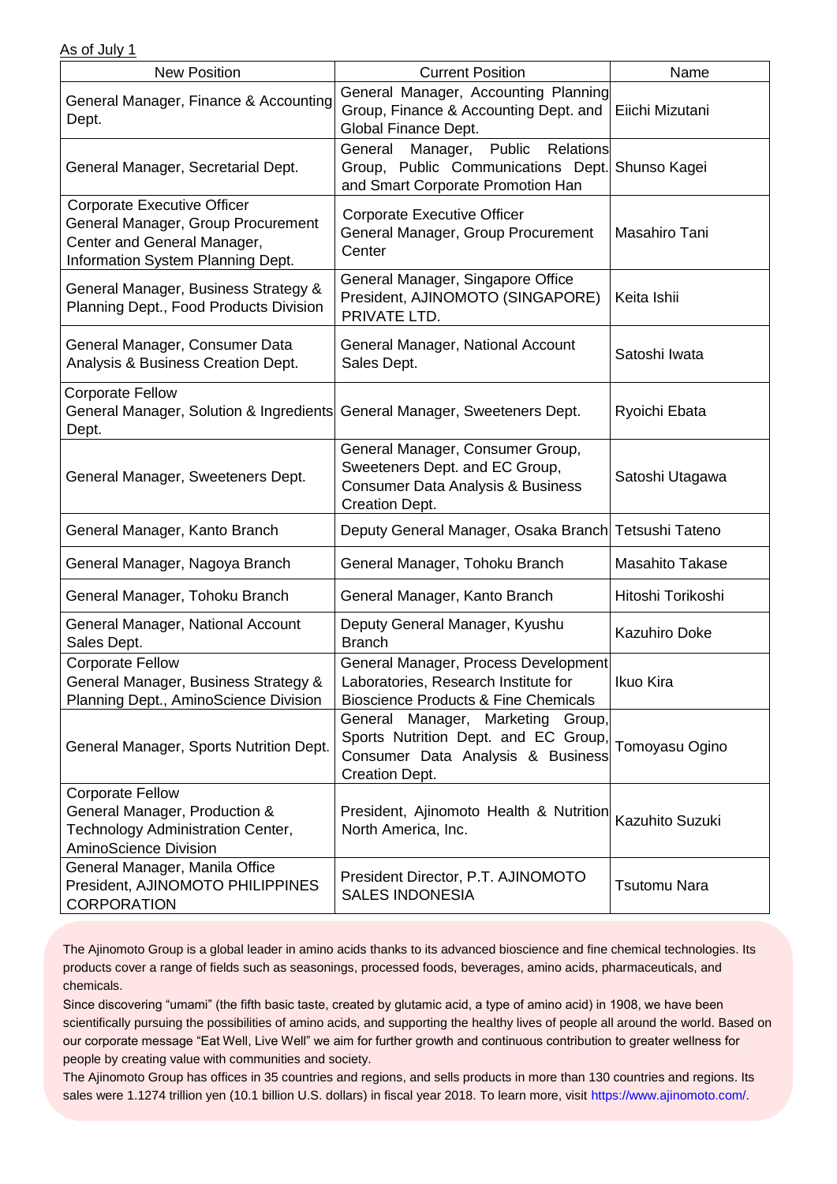As of July 1

| New Position | Current Position | Name |
|---|---|---|
| General Manager, Finance & Accounting Dept. | General Manager, Accounting Planning Group, Finance & Accounting Dept. and Global Finance Dept. | Eiichi Mizutani |
| General Manager, Secretarial Dept. | General Manager, Public Relations Group, Public Communications Dept. and Smart Corporate Promotion Han | Shunso Kagei |
| Corporate Executive Officer<br>General Manager, Group Procurement Center and General Manager, Information System Planning Dept. | Corporate Executive Officer<br>General Manager, Group Procurement Center | Masahiro Tani |
| General Manager, Business Strategy & Planning Dept., Food Products Division | General Manager, Singapore Office<br>President, AJINOMOTO (SINGAPORE) PRIVATE LTD. | Keita Ishii |
| General Manager, Consumer Data Analysis & Business Creation Dept. | General Manager, National Account Sales Dept. | Satoshi Iwata |
| Corporate Fellow<br>General Manager, Solution & Ingredients Dept. | General Manager, Sweeteners Dept. | Ryoichi Ebata |
| General Manager, Sweeteners Dept. | General Manager, Consumer Group, Sweeteners Dept. and EC Group, Consumer Data Analysis & Business Creation Dept. | Satoshi Utagawa |
| General Manager, Kanto Branch | Deputy General Manager, Osaka Branch | Tetsushi Tateno |
| General Manager, Nagoya Branch | General Manager, Tohoku Branch | Masahito Takase |
| General Manager, Tohoku Branch | General Manager, Kanto Branch | Hitoshi Torikoshi |
| General Manager, National Account Sales Dept. | Deputy General Manager, Kyushu Branch | Kazuhiro Doke |
| Corporate Fellow<br>General Manager, Business Strategy & Planning Dept., AminoScience Division | General Manager, Process Development Laboratories, Research Institute for Bioscience Products & Fine Chemicals | Ikuo Kira |
| General Manager, Sports Nutrition Dept. | General Manager, Marketing Group, Sports Nutrition Dept. and EC Group, Consumer Data Analysis & Business Creation Dept. | Tomoyasu Ogino |
| Corporate Fellow<br>General Manager, Production & Technology Administration Center, AminoScience Division | President, Ajinomoto Health & Nutrition North America, Inc. | Kazuhito Suzuki |
| General Manager, Manila Office<br>President, AJINOMOTO PHILIPPINES CORPORATION | President Director, P.T. AJINOMOTO SALES INDONESIA | Tsutomu Nara |

The Ajinomoto Group is a global leader in amino acids thanks to its advanced bioscience and fine chemical technologies. Its products cover a range of fields such as seasonings, processed foods, beverages, amino acids, pharmaceuticals, and chemicals.
Since discovering “umami” (the fifth basic taste, created by glutamic acid, a type of amino acid) in 1908, we have been scientifically pursuing the possibilities of amino acids, and supporting the healthy lives of people all around the world. Based on our corporate message “Eat Well, Live Well” we aim for further growth and continuous contribution to greater wellness for people by creating value with communities and society.
The Ajinomoto Group has offices in 35 countries and regions, and sells products in more than 130 countries and regions. Its sales were 1.1274 trillion yen (10.1 billion U.S. dollars) in fiscal year 2018. To learn more, visit https://www.ajinomoto.com/.